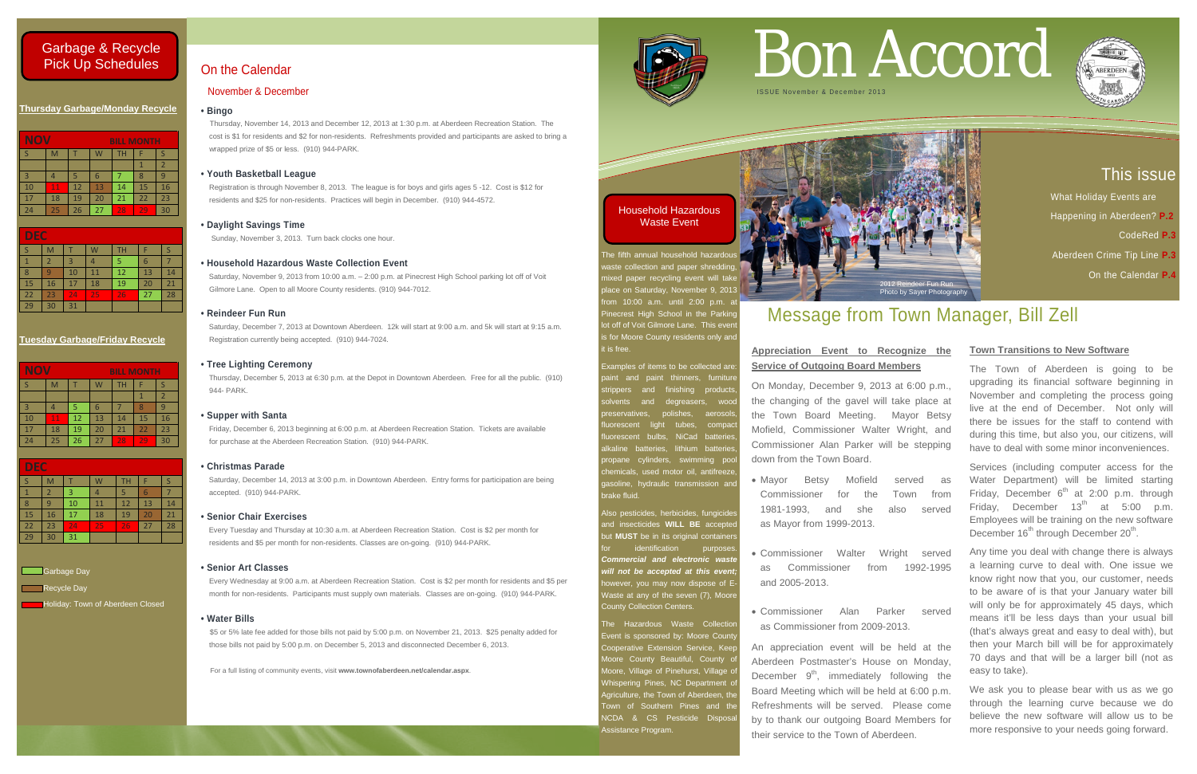# Bon Accord

ISSUE November & December 2013

## This issue

What Holiday Events are Happening in Aberdeen? **P.2**

CodeRed **P.3**

Aberdeen Crime Tip Line **P.3**

On the Calendar **P.4**

2012 Reindeer Fun Run
Photo by Sayer Photography

# Message from Town Manager, Bill Zell

### Appreciation Event to Recognize the Service of Outgoing Board Members

On Monday, December 9, 2013 at 6:00 p.m., the changing of the gavel will take place at the Town Board Meeting. Mayor Betsy Mofield, Commissioner Walter Wright, and Commissioner Alan Parker will be stepping down from the Town Board.

- Mayor Betsy Mofield served as Commissioner for the Town from 1981-1993, and she also served as Mayor from 1999-2013.
- Commissioner Walter Wright served as Commissioner from 1992-1995 and 2005-2013.
- Commissioner Alan Parker served as Commissioner from 2009-2013.

An appreciation event will be held at the Aberdeen Postmaster's House on Monday, December 9th, immediately following the Board Meeting which will be held at 6:00 p.m. Refreshments will be served. Please come by to thank our outgoing Board Members for their service to the Town of Aberdeen.

### Town Transitions to New Software

The Town of Aberdeen is going to be upgrading its financial software beginning in November and completing the process going live at the end of December. Not only will there be issues for the staff to contend with during this time, but also you, our citizens, will have to deal with some minor inconveniences.

Services (including computer access for the Water Department) will be limited starting Friday, December 6th at 2:00 p.m. through Friday, December 13th at 5:00 p.m. Employees will be training on the new software December 16th through December 20th.

Any time you deal with change there is always a learning curve to deal with. One issue we know right now that you, our customer, needs to be aware of is that your January water bill will only be for approximately 45 days, which means it'll be less days than your usual bill (that's always great and easy to deal with), but then your March bill will be for approximately 70 days and that will be a larger bill (not as easy to take).

We ask you to please bear with us as we go through the learning curve because we do believe the new software will allow us to be more responsive to your needs going forward.

## Household Hazardous Waste Event

The fifth annual household hazardous waste collection and paper shredding, mixed paper recycling event will take place on Saturday, November 9, 2013 from 10:00 a.m. until 2:00 p.m. at Pinecrest High School in the Parking lot off of Voit Gilmore Lane. This event is for Moore County residents only and it is free.

Examples of items to be collected are: paint and paint thinners, furniture strippers and finishing products, solvents and degreasers, wood preservatives, polishes, aerosols, fluorescent light tubes, compact fluorescent bulbs, NiCad batteries, alkaline batteries, lithium batteries, propane cylinders, swimming pool chemicals, used motor oil, antifreeze, gasoline, hydraulic transmission and brake fluid.

Also pesticides, herbicides, fungicides and insecticides **WILL BE** accepted but **MUST** be in its original containers for identification purposes. ***Commercial and electronic waste will not be accepted at this event;*** however, you may now dispose of E-Waste at any of the seven (7), Moore County Collection Centers.

The Hazardous Waste Collection Event is sponsored by: Moore County Cooperative Extension Service, Keep Moore County Beautiful, County of Moore, Village of Pinehurst, Village of Whispering Pines, NC Department of Agriculture, the Town of Aberdeen, the Town of Southern Pines and the NCDA & CS Pesticide Disposal Assistance Program.

## Garbage & Recycle Pick Up Schedules

### Thursday Garbage/Monday Recycle

| NOV | | | | BILL MONTH | | |
|---|---|---|---|---|---|---|
| S | M | T | W | TH | F | S |
| | | | | | 1 | 2 |
| 3 | 4 | 5 | 6 | 7 | 8 | 9 |
| 10 | 11 | 12 | 13 | 14 | 15 | 16 |
| 17 | 18 | 19 | 20 | 21 | 22 | 23 |
| 24 | 25 | 26 | 27 | 28 | 29 | 30 |

| DEC | | | | | | |
|---|---|---|---|---|---|---|
| S | M | T | W | TH | F | S |
| 1 | 2 | 3 | 4 | 5 | 6 | 7 |
| 8 | 9 | 10 | 11 | 12 | 13 | 14 |
| 15 | 16 | 17 | 18 | 19 | 20 | 21 |
| 22 | 23 | 24 | 25 | 26 | 27 | 28 |
| 29 | 30 | 31 | | | | |

### Tuesday Garbage/Friday Recycle

| NOV | | | | BILL MONTH | | |
|---|---|---|---|---|---|---|
| S | M | T | W | TH | F | S |
| | | | | | 1 | 2 |
| 3 | 4 | 5 | 6 | 7 | 8 | 9 |
| 10 | 11 | 12 | 13 | 14 | 15 | 16 |
| 17 | 18 | 19 | 20 | 21 | 22 | 23 |
| 24 | 25 | 26 | 27 | 28 | 29 | 30 |

| DEC | | | | | | |
|---|---|---|---|---|---|---|
| S | M | T | W | TH | F | S |
| 1 | 2 | 3 | 4 | 5 | 6 | 7 |
| 8 | 9 | 10 | 11 | 12 | 13 | 14 |
| 15 | 16 | 17 | 18 | 19 | 20 | 21 |
| 22 | 23 | 24 | 25 | 26 | 27 | 28 |
| 29 | 30 | 31 | | | | |

Garbage Day

Recycle Day

Holiday: Town of Aberdeen Closed

## On the Calendar

### November & December

**• Bingo**

Thursday, November 14, 2013 and December 12, 2013 at 1:30 p.m. at Aberdeen Recreation Station. The cost is $1 for residents and $2 for non-residents. Refreshments provided and participants are asked to bring a wrapped prize of $5 or less. (910) 944-PARK.

**• Youth Basketball League**

Registration is through November 8, 2013. The league is for boys and girls ages 5 -12. Cost is $12 for residents and $25 for non-residents. Practices will begin in December. (910) 944-4572.

**• Daylight Savings Time**

Sunday, November 3, 2013. Turn back clocks one hour.

**• Household Hazardous Waste Collection Event**

Saturday, November 9, 2013 from 10:00 a.m. – 2:00 p.m. at Pinecrest High School parking lot off of Voit Gilmore Lane. Open to all Moore County residents. (910) 944-7012.

**• Reindeer Fun Run**

Saturday, December 7, 2013 at Downtown Aberdeen. 12k will start at 9:00 a.m. and 5k will start at 9:15 a.m. Registration currently being accepted. (910) 944-7024.

**• Tree Lighting Ceremony**

Thursday, December 5, 2013 at 6:30 p.m. at the Depot in Downtown Aberdeen. Free for all the public. (910) 944- PARK.

**• Supper with Santa**

Friday, December 6, 2013 beginning at 6:00 p.m. at Aberdeen Recreation Station. Tickets are available for purchase at the Aberdeen Recreation Station. (910) 944-PARK.

**• Christmas Parade**

Saturday, December 14, 2013 at 3:00 p.m. in Downtown Aberdeen. Entry forms for participation are being accepted. (910) 944-PARK.

**• Senior Chair Exercises**

Every Tuesday and Thursday at 10:30 a.m. at Aberdeen Recreation Station. Cost is $2 per month for residents and $5 per month for non-residents. Classes are on-going. (910) 944-PARK.

**• Senior Art Classes**

Every Wednesday at 9:00 a.m. at Aberdeen Recreation Station. Cost is $2 per month for residents and $5 per month for non-residents. Participants must supply own materials. Classes are on-going. (910) 944-PARK.

**• Water Bills**

$5 or 5% late fee added for those bills not paid by 5:00 p.m. on November 21, 2013. $25 penalty added for those bills not paid by 5:00 p.m. on December 5, 2013 and disconnected December 6, 2013.

For a full listing of community events, visit **www.townofaberdeen.net/calendar.aspx**.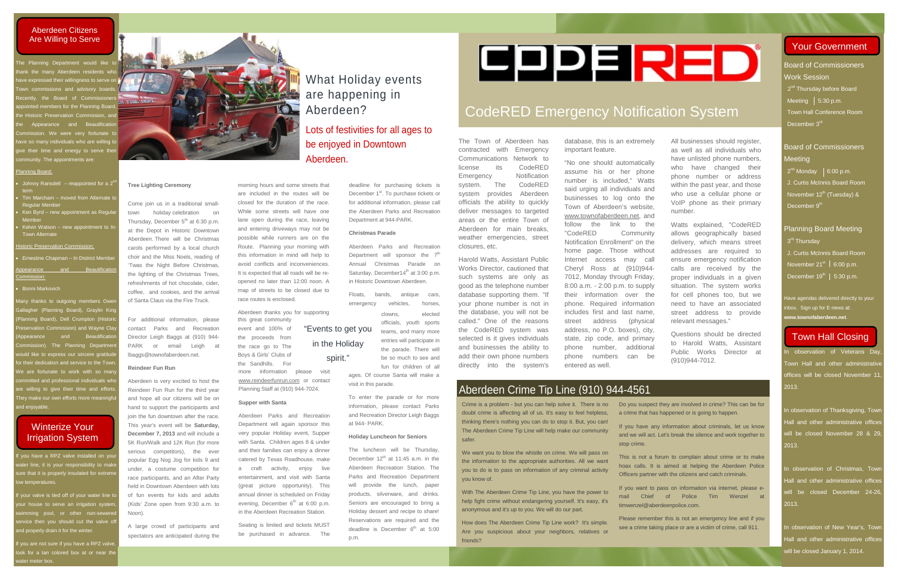## Aberdeen Citizens Are Willing to Serve

The Planning Department would like to thank the many Aberdeen residents who have expressed their willingness to serve on Town commissions and advisory boards. Recently, the Board of Commissioners appointed members for the Planning Board, the Historic Preservation Commission, and the Appearance and Beautification Commission. We were very fortunate to have so many individuals who are willing to give their time and energy to serve their community. The appointments are:

Planning Board:

- Johnny Ransdell – reappointed for a 2nd term
- Tim Marcham – moved from Alternate to Regular Member
- Ken Byrd – new appointment as Regular Member
- Kelvin Watson – new appointment to In-Town Alternate

Historic Preservation Commission:

- Ernestine Chapman – In District Member

Appearance and Beautification Commission:

- Bonni Markovich

Many thanks to outgoing members Owen Gallagher (Planning Board), Graylin King (Planning Board), Dell Crumpton (Historic Preservation Commission) and Wayne Clay (Appearance and Beautification Commission). The Planning Department would like to express our sincere gratitude for their dedication and service to the Town. We are fortunate to work with so many committed and professional individuals who are willing to give their time and efforts. They make our own efforts more meaningful and enjoyable.

## Winterize Your Irrigation System

If you have a RPZ valve installed on your water line, it is your responsibility to make sure that it is properly insulated for extreme low temperatures.

If your valve is tied off of your water line to your house to serve an irrigation system, swimming pool, or other non-sewered service then you should cut the valve off and properly drain it for the winter.

If you are not sure if you have a RPZ valve, look for a tan colored box at or near the water meter box.

# What Holiday events are happening in Aberdeen?

## Lots of festivities for all ages to be enjoyed in Downtown Aberdeen.

### Tree Lighting Ceremony

Come join us in a traditional small-town holiday celebration on Thursday, December 5th at 6:30 p.m. at the Depot in Historic Downtown Aberdeen. There will be Christmas carols performed by a local church choir and the Miss Noels, reading of 'Twas the Night Before Christmas, the lighting of the Christmas Trees, refreshments of hot chocolate, cider, coffee, and cookies, and the arrival of Santa Claus via the Fire Truck.

For additional information, please contact Parks and Recreation Director Leigh Baggs at (910) 944-PARK or email Leigh at lbaggs@townofaberdeen.net.

### Reindeer Fun Run

Aberdeen is very excited to host the Reindeer Fun Run for the third year and hope all our citizens will be on hand to support the participants and join the fun downtown after the race. This year's event will be **Saturday, December 7, 2013** and will include a 5K Run/Walk and 12K Run (for more serious competitors), the ever popular Egg Nog Jog for kids 9 and under, a costume competition for race participants, and an After Party held in Downtown Aberdeen with lots of fun events for kids and adults (Kids' Zone open from 9:30 a.m. to Noon).

A large crowd of participants and spectators are anticipated during the morning hours and some streets that are included in the routes will be closed for the duration of the race. While some streets will have one lane open during the race, leaving and entering driveways may not be possible while runners are on the Route. Planning your morning with this information in mind will help to avoid conflicts and inconveniences. It is expected that all roads will be re-opened no later than 12:00 noon. A map of streets to be closed due to race routes is enclosed.

Aberdeen thanks you for supporting this great community event and 100% of the proceeds from the race go to The Boys & Girls' Clubs of the Sandhills. For more information please visit www.reindeerfunrun.com or contact Planning Staff at (910) 944-7024.

"Events to get you in the Holiday spirit."

### Supper with Santa

Aberdeen Parks and Recreation Department will again sponsor this very popular Holiday event, Supper with Santa. Children ages 8 & under and their families can enjoy a dinner catered by Texas Roadhouse, make a craft activity, enjoy live entertainment, and visit with Santa (great picture opportunity). This annual dinner is scheduled on Friday evening, December 6th at 6:00 p.m. in the Aberdeen Recreation Station.

Seating is limited and tickets MUST be purchased in advance. The deadline for purchasing tickets is December 1st. To purchase tickets or for additional information, please call the Aberdeen Parks and Recreation Department at 944-PARK.

### Christmas Parade

Aberdeen Parks and Recreation Department will sponsor the 7th Annual Christmas Parade on Saturday, December14th at 3:00 p.m. in Historic Downtown Aberdeen.

Floats, bands, antique cars, emergency vehicles, horses, clowns, elected officials, youth sports teams, and many more entries will participate in the parade. There will be so much to see and fun for children of all ages. Of course Santa will make a visit in this parade.

To enter the parade or for more information, please contact Parks and Recreation Director Leigh Baggs at 944- PARK.

### Holiday Luncheon for Seniors

The luncheon will be Thursday, December 12th at 11:45 a.m. in the Aberdeen Recreation Station. The Parks and Recreation Department will provide the lunch, paper products, silverware, and drinks. Seniors are encouraged to bring a Holiday dessert and recipe to share! Reservations are required and the deadline is December 6th at 5:00 p.m.

# CODERED

## CodeRED Emergency Notification System

The Town of Aberdeen has contracted with Emergency Communications Network to license its CodeRED Emergency Notification system. The CodeRED system provides Aberdeen officials the ability to quickly deliver messages to targeted areas or the entire Town of Aberdeen for main breaks, weather emergencies, street closures, etc.

Harold Watts, Assistant Public Works Director, cautioned that such systems are only as good as the telephone number database supporting them. "If your phone number is not in the database, you will not be called." One of the reasons the CodeRED system was selected is it gives individuals and businesses the ability to add their own phone numbers directly into the system's database, this is an extremely important feature.

"No one should automatically assume his or her phone number is included," Watts said urging all individuals and businesses to log onto the Town of Aberdeen's website, www.townofaberdeen.net, and follow the link to the "CodeRED Community Notification Enrollment" on the home page. Those without Internet access may call Cheryl Ross at (910)944-7012, Monday through Friday, 8:00 a.m. - 2:00 p.m. to supply their information over the phone. Required information includes first and last name, street address (physical address, no P.O. boxes), city, state, zip code, and primary phone number, additional phone numbers can be entered as well.

All businesses should register, as well as all individuals who have unlisted phone numbers, who have changed their phone number or address within the past year, and those who use a cellular phone or VoIP phone as their primary number.

Watts explained, "CodeRED allows geographically based delivery, which means street addresses are required to ensure emergency notification calls are received by the proper individuals in a given situation. The system works for cell phones too, but we need to have an associated street address to provide relevant messages."

Questions should be directed to Harold Watts, Assistant Public Works Director at (910)944-7012.

## Aberdeen Crime Tip Line (910) 944-4561

Crime is a problem - but you can help solve it. There is no doubt crime is affecting all of us. It's easy to feel helpless, thinking there's nothing you can do to stop it. But, you can! The Aberdeen Crime Tip Line will help make our community safer.

We want you to blow the whistle on crime. We will pass on the information to the appropriate authorities. All we want you to do is to pass on information of any criminal activity you know of.

With The Aberdeen Crime Tip Line, you have the power to help fight crime without endangering yourself. It's easy, it's anonymous and it's up to you. We will do our part.

How does The Aberdeen Crime Tip Line work? It's simple. Are you suspicious about your neighbors, relatives or friends?

Do you suspect they are involved in crime? This can be for a crime that has happened or is going to happen.

If you have any information about criminals, let us know and we will act. Let's break the silence and work together to stop crime.

This is not a forum to complain about crime or to make hoax calls. It is aimed at helping the Aberdeen Police Officers partner with the citizens and catch criminals.

If you want to pass on information via internet, please e-mail Chief of Police Tim Wenzel at timwenzel@aberdeenpolice.com.

Please remember this is not an emergency line and if you see a crime taking place or are a victim of crime, call 911.

## Your Government

**Board of Commissioners Work Session**

2nd Thursday before Board Meeting | 5:30 p.m.
Town Hall Conference Room
December 3rd

**Board of Commissioners Meeting**

2nd Monday | 6:00 p.m.
J. Curtis McInnis Board Room
November 12th (Tuesday) &
December 9th

**Planning Board Meeting**

3rd Thursday
J. Curtis McInnis Board Room
November 21st | 6:00 p.m.
December 19th | 5:30 p.m.

Have agendas delivered directly to your inbox. Sign up for E-news at: **www.townofaberdeen.net**.

## Town Hall Closing

In observation of Veterans Day, Town Hall and other administrative offices will be closed November 11, 2013.

In observation of Thanksgiving, Town Hall and other administrative offices will be closed November 28 & 29, 2013.

In observation of Christmas, Town Hall and other administrative offices will be closed December 24-26, 2013.

In observation of New Year's, Town Hall and other administrative offices will be closed January 1, 2014.